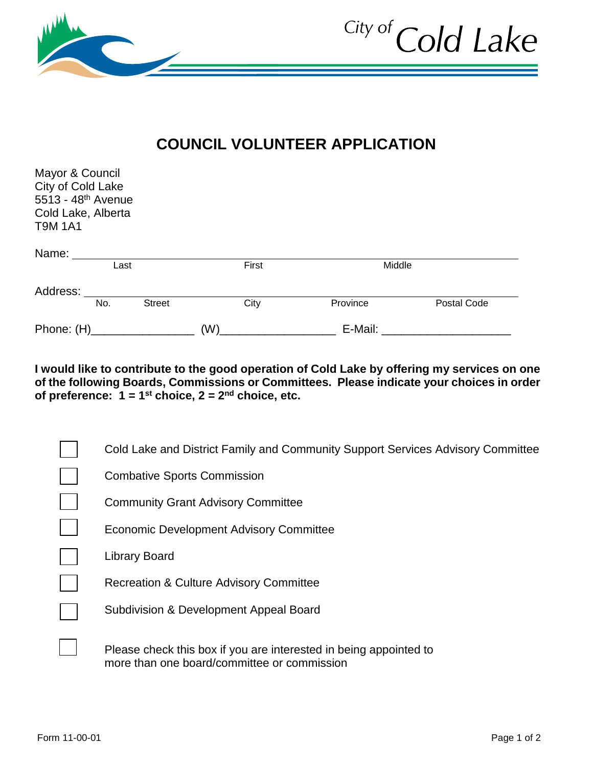City of Cold Lake

# COUNCIL VOLUNTEER APPLICATION

Mayor & Council
City of Cold Lake
5513 - 48th Avenue
Cold Lake, Alberta
T9M 1A1

Name: ________________________________________________________________
Last First Middle

Address: ______________________________________________________________
No. Street City Province Postal Code

Phone: (H)________________ (W)__________________ E-Mail: ____________________

**I would like to contribute to the good operation of Cold Lake by offering my services on one of the following Boards, Commissions or Committees. Please indicate your choices in order of preference: 1 = 1st choice, 2 = 2nd choice, etc.**

- ☐ Cold Lake and District Family and Community Support Services Advisory Committee
- ☐ Combative Sports Commission
- ☐ Community Grant Advisory Committee
- ☐ Economic Development Advisory Committee
- ☐ Library Board
- ☐ Recreation & Culture Advisory Committee
- ☐ Subdivision & Development Appeal Board

- ☐ Please check this box if you are interested in being appointed to more than one board/committee or commission

Form 11-00-01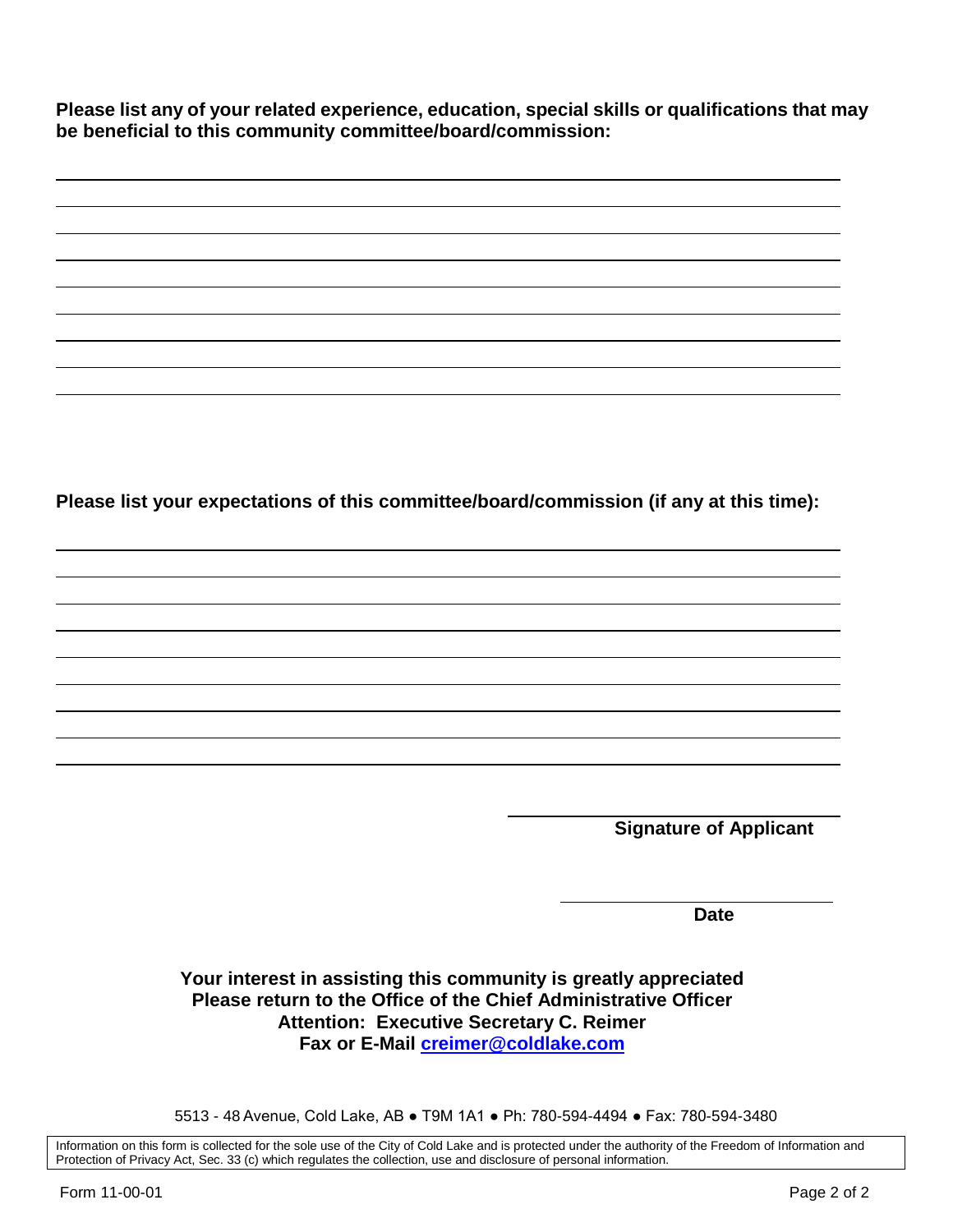**Please list any of your related experience, education, special skills or qualifications that may be beneficial to this community committee/board/commission:**

**Please list your expectations of this committee/board/commission (if any at this time):**

**Signature of Applicant**

**Date**

**Your interest in assisting this community is greatly appreciated**
**Please return to the Office of the Chief Administrative Officer**
**Attention: Executive Secretary C. Reimer**
**Fax or E-Mail creimer@coldlake.com**

5513 - 48 Avenue, Cold Lake, AB ● T9M 1A1 ● Ph: 780-594-4494 ● Fax: 780-594-3480

Information on this form is collected for the sole use of the City of Cold Lake and is protected under the authority of the Freedom of Information and Protection of Privacy Act, Sec. 33 (c) which regulates the collection, use and disclosure of personal information.

Form 11-00-01